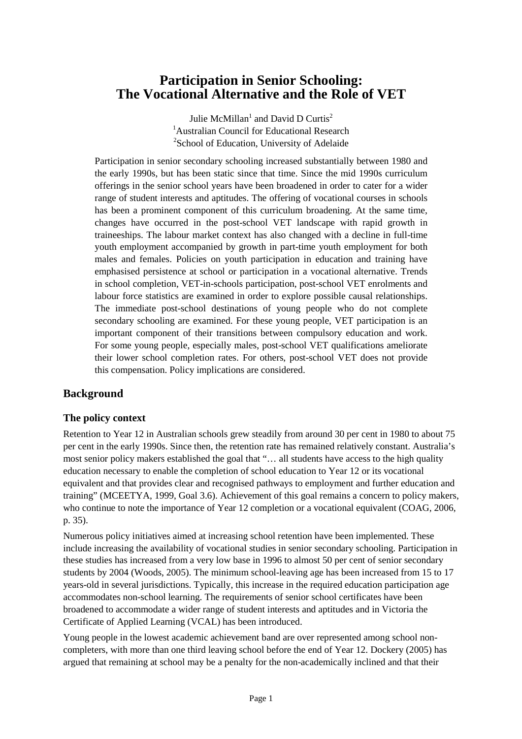# Participation in Senior Schooling: The Vocational Alternative and the Role of VET

Julie McMillan[1] and David D Curtis[2]

[1]Australian Council for Educational Research

[2]School of Education, University of Adelaide

Participation in senior secondary schooling increased substantially between 1980 and the early 1990s, but has been static since that time. Since the mid 1990s curriculum offerings in the senior school years have been broadened in order to cater for a wider range of student interests and aptitudes. The offering of vocational courses in schools has been a prominent component of this curriculum broadening. At the same time, changes have occurred in the post-school VET landscape with rapid growth in traineeships. The labour market context has also changed with a decline in full-time youth employment accompanied by growth in part-time youth employment for both males and females. Policies on youth participation in education and training have emphasised persistence at school or participation in a vocational alternative. Trends in school completion, VET-in-schools participation, post-school VET enrolments and labour force statistics are examined in order to explore possible causal relationships. The immediate post-school destinations of young people who do not complete secondary schooling are examined. For these young people, VET participation is an important component of their transitions between compulsory education and work. For some young people, especially males, post-school VET qualifications ameliorate their lower school completion rates. For others, post-school VET does not provide this compensation. Policy implications are considered.

## Background

### The policy context

Retention to Year 12 in Australian schools grew steadily from around 30 per cent in 1980 to about 75 per cent in the early 1990s. Since then, the retention rate has remained relatively constant. Australia's most senior policy makers established the goal that "… all students have access to the high quality education necessary to enable the completion of school education to Year 12 or its vocational equivalent and that provides clear and recognised pathways to employment and further education and training" (MCEETYA, 1999, Goal 3.6). Achievement of this goal remains a concern to policy makers, who continue to note the importance of Year 12 completion or a vocational equivalent (COAG, 2006, p. 35).

Numerous policy initiatives aimed at increasing school retention have been implemented. These include increasing the availability of vocational studies in senior secondary schooling. Participation in these studies has increased from a very low base in 1996 to almost 50 per cent of senior secondary students by 2004 (Woods, 2005). The minimum school-leaving age has been increased from 15 to 17 years-old in several jurisdictions. Typically, this increase in the required education participation age accommodates non-school learning. The requirements of senior school certificates have been broadened to accommodate a wider range of student interests and aptitudes and in Victoria the Certificate of Applied Learning (VCAL) has been introduced.

Young people in the lowest academic achievement band are over represented among school non-completers, with more than one third leaving school before the end of Year 12. Dockery (2005) has argued that remaining at school may be a penalty for the non-academically inclined and that their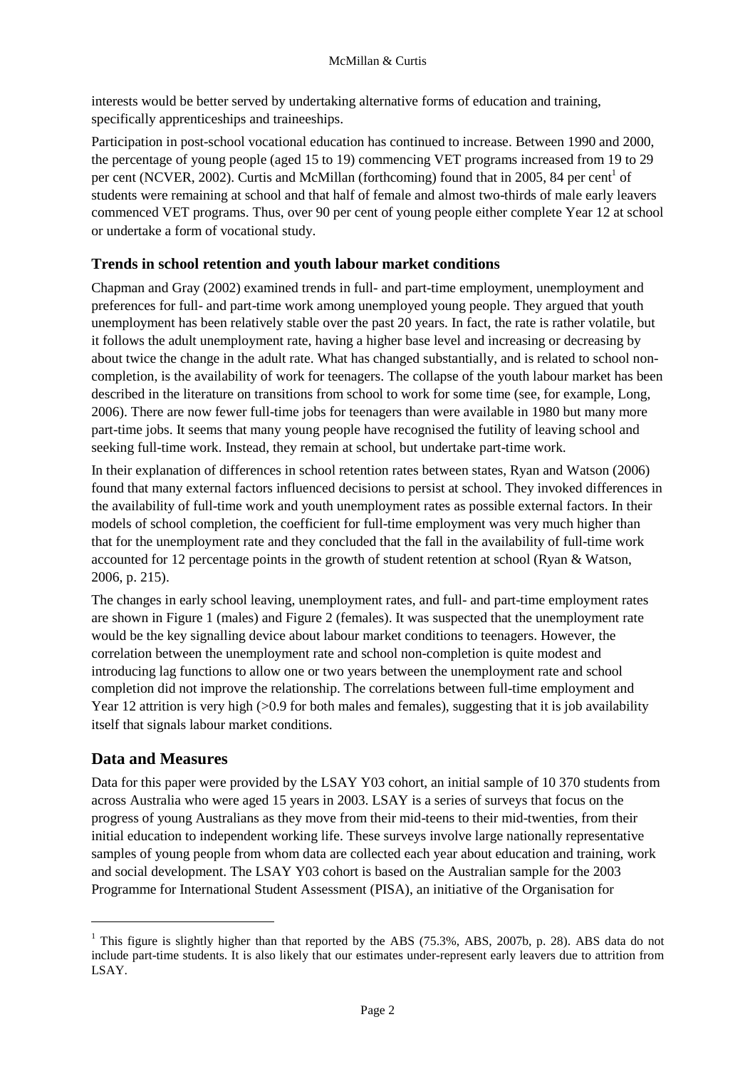interests would be better served by undertaking alternative forms of education and training, specifically apprenticeships and traineeships.

Participation in post-school vocational education has continued to increase. Between 1990 and 2000, the percentage of young people (aged 15 to 19) commencing VET programs increased from 19 to 29 per cent (NCVER, 2002). Curtis and McMillan (forthcoming) found that in 2005, 84 per cent[1] of students were remaining at school and that half of female and almost two-thirds of male early leavers commenced VET programs. Thus, over 90 per cent of young people either complete Year 12 at school or undertake a form of vocational study.

### Trends in school retention and youth labour market conditions

Chapman and Gray (2002) examined trends in full- and part-time employment, unemployment and preferences for full- and part-time work among unemployed young people. They argued that youth unemployment has been relatively stable over the past 20 years. In fact, the rate is rather volatile, but it follows the adult unemployment rate, having a higher base level and increasing or decreasing by about twice the change in the adult rate. What has changed substantially, and is related to school non-completion, is the availability of work for teenagers. The collapse of the youth labour market has been described in the literature on transitions from school to work for some time (see, for example, Long, 2006). There are now fewer full-time jobs for teenagers than were available in 1980 but many more part-time jobs. It seems that many young people have recognised the futility of leaving school and seeking full-time work. Instead, they remain at school, but undertake part-time work.

In their explanation of differences in school retention rates between states, Ryan and Watson (2006) found that many external factors influenced decisions to persist at school. They invoked differences in the availability of full-time work and youth unemployment rates as possible external factors. In their models of school completion, the coefficient for full-time employment was very much higher than that for the unemployment rate and they concluded that the fall in the availability of full-time work accounted for 12 percentage points in the growth of student retention at school (Ryan & Watson, 2006, p. 215).

The changes in early school leaving, unemployment rates, and full- and part-time employment rates are shown in Figure 1 (males) and Figure 2 (females). It was suspected that the unemployment rate would be the key signalling device about labour market conditions to teenagers. However, the correlation between the unemployment rate and school non-completion is quite modest and introducing lag functions to allow one or two years between the unemployment rate and school completion did not improve the relationship. The correlations between full-time employment and Year 12 attrition is very high (>0.9 for both males and females), suggesting that it is job availability itself that signals labour market conditions.

## Data and Measures

Data for this paper were provided by the LSAY Y03 cohort, an initial sample of 10 370 students from across Australia who were aged 15 years in 2003. LSAY is a series of surveys that focus on the progress of young Australians as they move from their mid-teens to their mid-twenties, from their initial education to independent working life. These surveys involve large nationally representative samples of young people from whom data are collected each year about education and training, work and social development. The LSAY Y03 cohort is based on the Australian sample for the 2003 Programme for International Student Assessment (PISA), an initiative of the Organisation for

[1] This figure is slightly higher than that reported by the ABS (75.3%, ABS, 2007b, p. 28). ABS data do not include part-time students. It is also likely that our estimates under-represent early leavers due to attrition from LSAY.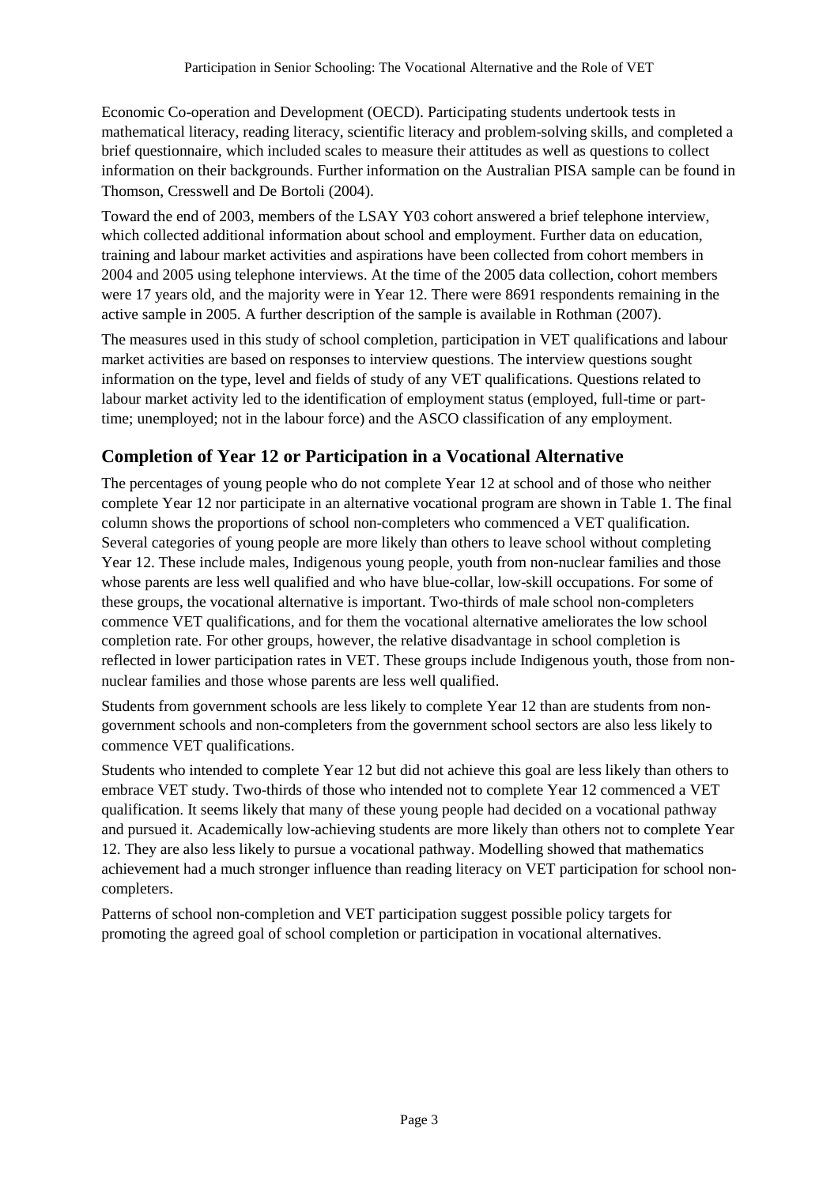Economic Co-operation and Development (OECD). Participating students undertook tests in mathematical literacy, reading literacy, scientific literacy and problem-solving skills, and completed a brief questionnaire, which included scales to measure their attitudes as well as questions to collect information on their backgrounds. Further information on the Australian PISA sample can be found in Thomson, Cresswell and De Bortoli (2004).

Toward the end of 2003, members of the LSAY Y03 cohort answered a brief telephone interview, which collected additional information about school and employment. Further data on education, training and labour market activities and aspirations have been collected from cohort members in 2004 and 2005 using telephone interviews. At the time of the 2005 data collection, cohort members were 17 years old, and the majority were in Year 12. There were 8691 respondents remaining in the active sample in 2005. A further description of the sample is available in Rothman (2007).

The measures used in this study of school completion, participation in VET qualifications and labour market activities are based on responses to interview questions. The interview questions sought information on the type, level and fields of study of any VET qualifications. Questions related to labour market activity led to the identification of employment status (employed, full-time or part-time; unemployed; not in the labour force) and the ASCO classification of any employment.

## Completion of Year 12 or Participation in a Vocational Alternative

The percentages of young people who do not complete Year 12 at school and of those who neither complete Year 12 nor participate in an alternative vocational program are shown in Table 1. The final column shows the proportions of school non-completers who commenced a VET qualification. Several categories of young people are more likely than others to leave school without completing Year 12. These include males, Indigenous young people, youth from non-nuclear families and those whose parents are less well qualified and who have blue-collar, low-skill occupations. For some of these groups, the vocational alternative is important. Two-thirds of male school non-completers commence VET qualifications, and for them the vocational alternative ameliorates the low school completion rate. For other groups, however, the relative disadvantage in school completion is reflected in lower participation rates in VET. These groups include Indigenous youth, those from non-nuclear families and those whose parents are less well qualified.

Students from government schools are less likely to complete Year 12 than are students from non-government schools and non-completers from the government school sectors are also less likely to commence VET qualifications.

Students who intended to complete Year 12 but did not achieve this goal are less likely than others to embrace VET study. Two-thirds of those who intended not to complete Year 12 commenced a VET qualification. It seems likely that many of these young people had decided on a vocational pathway and pursued it. Academically low-achieving students are more likely than others not to complete Year 12. They are also less likely to pursue a vocational pathway. Modelling showed that mathematics achievement had a much stronger influence than reading literacy on VET participation for school non-completers.

Patterns of school non-completion and VET participation suggest possible policy targets for promoting the agreed goal of school completion or participation in vocational alternatives.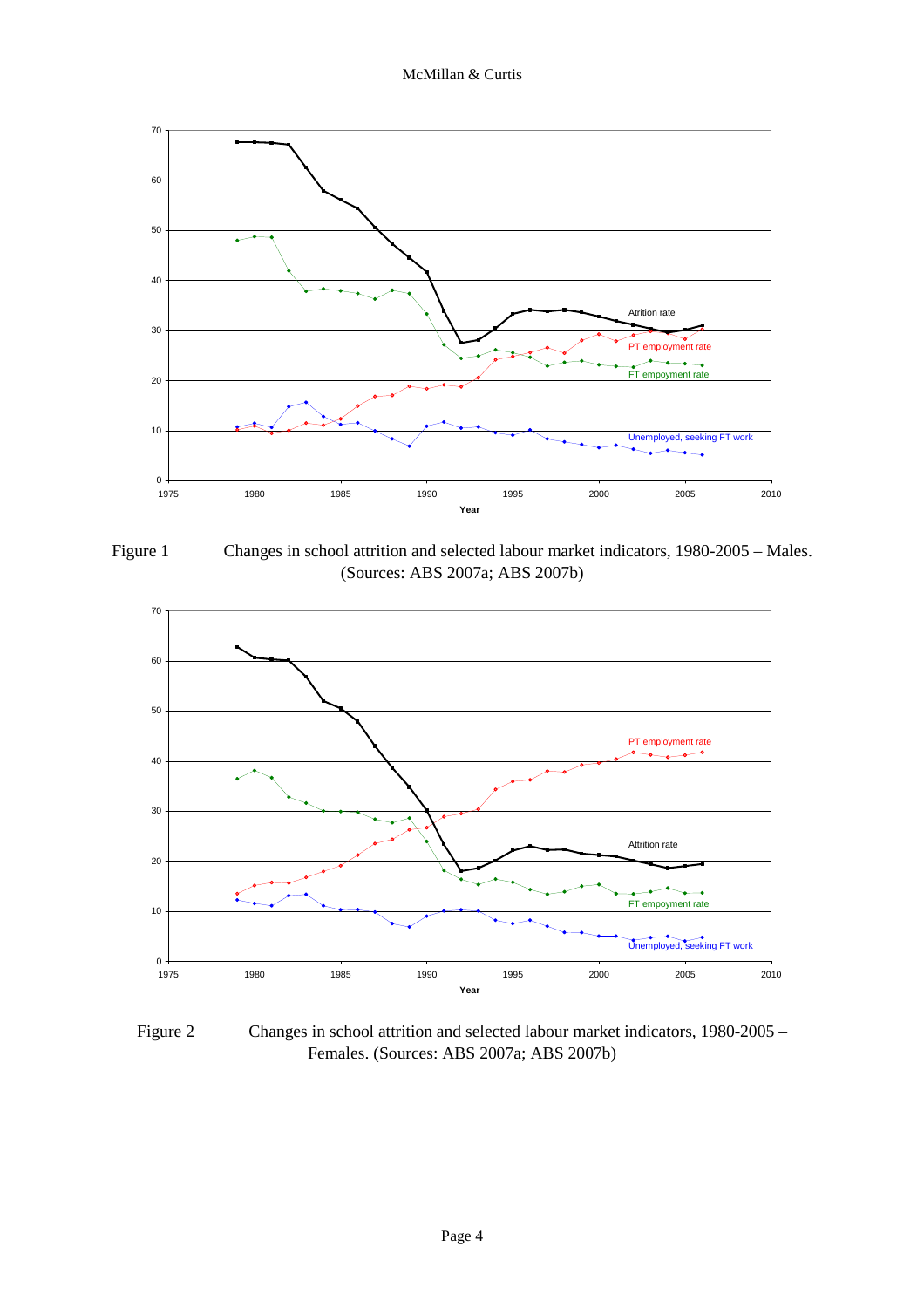Figure 1 Changes in school attrition and selected labour market indicators, 1980-2005 – Males. (Sources: ABS 2007a; ABS 2007b)

Figure 2 Changes in school attrition and selected labour market indicators, 1980-2005 – Females. (Sources: ABS 2007a; ABS 2007b)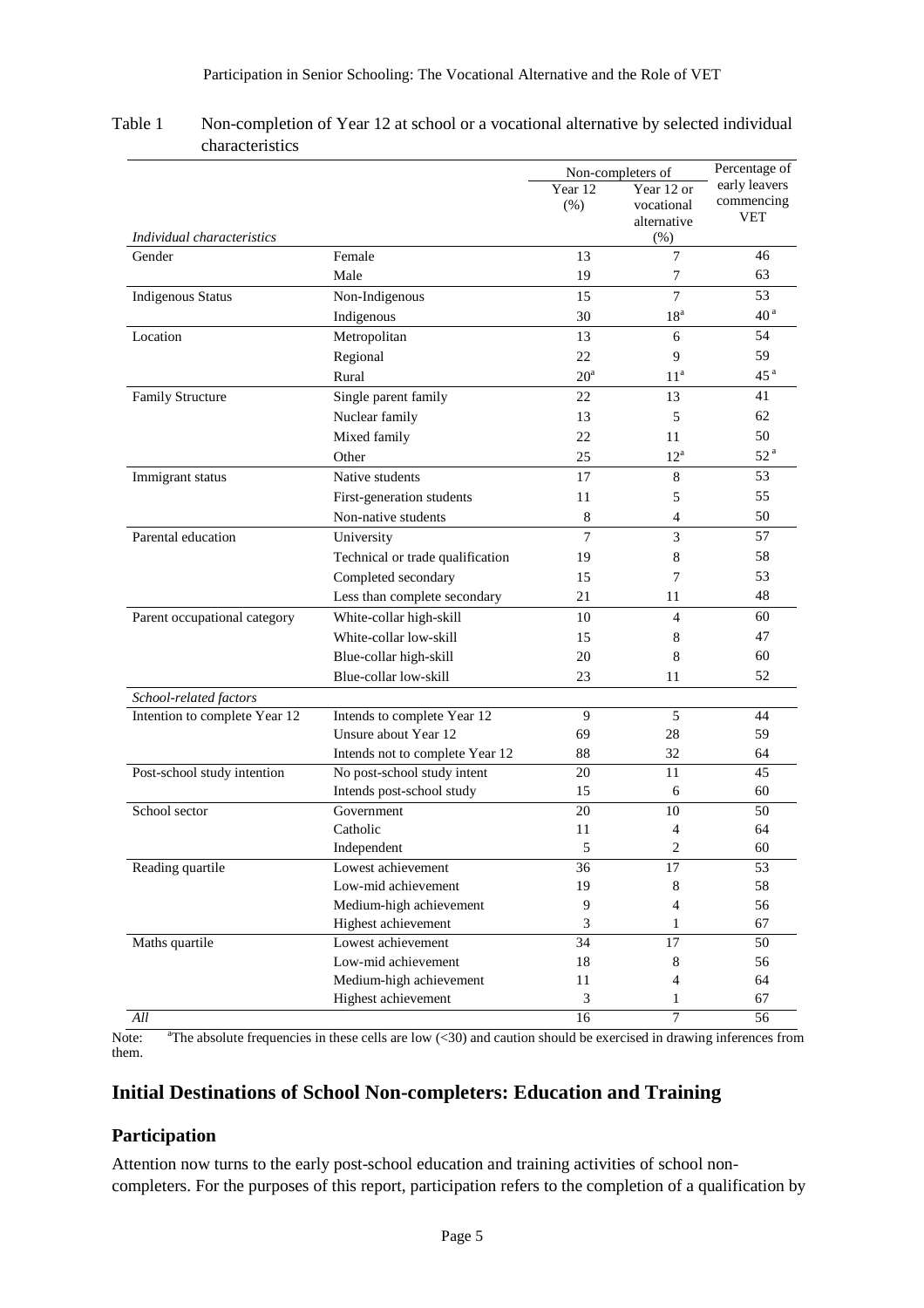Table 1 Non-completion of Year 12 at school or a vocational alternative by selected individual characteristics

| Individual characteristics | | Non-completers of Year 12 (%) | Non-completers of Year 12 or vocational alternative (%) | Percentage of early leavers commencing VET |
|---|---|---|---|---|
| Gender | Female | 13 | 7 | 46 |
| | Male | 19 | 7 | 63 |
| Indigenous Status | Non-Indigenous | 15 | 7 | 53 |
| | Indigenous | 30 | 18[a] | 40[a] |
| Location | Metropolitan | 13 | 6 | 54 |
| | Regional | 22 | 9 | 59 |
| | Rural | 20[a] | 11[a] | 45[a] |
| Family Structure | Single parent family | 22 | 13 | 41 |
| | Nuclear family | 13 | 5 | 62 |
| | Mixed family | 22 | 11 | 50 |
| | Other | 25 | 12[a] | 52[a] |
| Immigrant status | Native students | 17 | 8 | 53 |
| | First-generation students | 11 | 5 | 55 |
| | Non-native students | 8 | 4 | 50 |
| Parental education | University | 7 | 3 | 57 |
| | Technical or trade qualification | 19 | 8 | 58 |
| | Completed secondary | 15 | 7 | 53 |
| | Less than complete secondary | 21 | 11 | 48 |
| Parent occupational category | White-collar high-skill | 10 | 4 | 60 |
| | White-collar low-skill | 15 | 8 | 47 |
| | Blue-collar high-skill | 20 | 8 | 60 |
| | Blue-collar low-skill | 23 | 11 | 52 |
| *School-related factors* | | | | |
| Intention to complete Year 12 | Intends to complete Year 12 | 9 | 5 | 44 |
| | Unsure about Year 12 | 69 | 28 | 59 |
| | Intends not to complete Year 12 | 88 | 32 | 64 |
| Post-school study intention | No post-school study intent | 20 | 11 | 45 |
| | Intends post-school study | 15 | 6 | 60 |
| School sector | Government | 20 | 10 | 50 |
| | Catholic | 11 | 4 | 64 |
| | Independent | 5 | 2 | 60 |
| Reading quartile | Lowest achievement | 36 | 17 | 53 |
| | Low-mid achievement | 19 | 8 | 58 |
| | Medium-high achievement | 9 | 4 | 56 |
| | Highest achievement | 3 | 1 | 67 |
| Maths quartile | Lowest achievement | 34 | 17 | 50 |
| | Low-mid achievement | 18 | 8 | 56 |
| | Medium-high achievement | 11 | 4 | 64 |
| | Highest achievement | 3 | 1 | 67 |
| *All* | | 16 | 7 | 56 |

Note: [a]The absolute frequencies in these cells are low (<30) and caution should be exercised in drawing inferences from them.

## Initial Destinations of School Non-completers: Education and Training

### Participation

Attention now turns to the early post-school education and training activities of school non-completers. For the purposes of this report, participation refers to the completion of a qualification by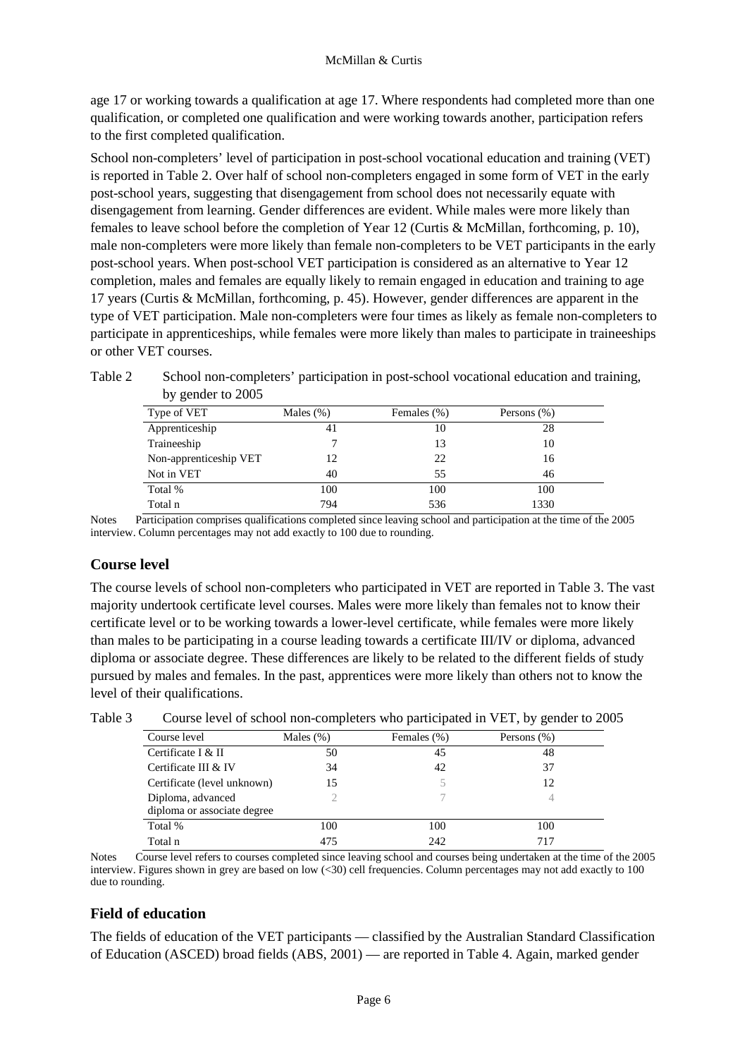age 17 or working towards a qualification at age 17. Where respondents had completed more than one qualification, or completed one qualification and were working towards another, participation refers to the first completed qualification.

School non-completers' level of participation in post-school vocational education and training (VET) is reported in Table 2. Over half of school non-completers engaged in some form of VET in the early post-school years, suggesting that disengagement from school does not necessarily equate with disengagement from learning. Gender differences are evident. While males were more likely than females to leave school before the completion of Year 12 (Curtis & McMillan, forthcoming, p. 10), male non-completers were more likely than female non-completers to be VET participants in the early post-school years. When post-school VET participation is considered as an alternative to Year 12 completion, males and females are equally likely to remain engaged in education and training to age 17 years (Curtis & McMillan, forthcoming, p. 45). However, gender differences are apparent in the type of VET participation. Male non-completers were four times as likely as female non-completers to participate in apprenticeships, while females were more likely than males to participate in traineeships or other VET courses.

Table 2 School non-completers' participation in post-school vocational education and training, by gender to 2005

| Type of VET | Males (%) | Females (%) | Persons (%) |
|---|---|---|---|
| Apprenticeship | 41 | 10 | 28 |
| Traineeship | 7 | 13 | 10 |
| Non-apprenticeship VET | 12 | 22 | 16 |
| Not in VET | 40 | 55 | 46 |
| Total % | 100 | 100 | 100 |
| Total n | 794 | 536 | 1330 |

Notes Participation comprises qualifications completed since leaving school and participation at the time of the 2005 interview. Column percentages may not add exactly to 100 due to rounding.

## Course level

The course levels of school non-completers who participated in VET are reported in Table 3. The vast majority undertook certificate level courses. Males were more likely than females not to know their certificate level or to be working towards a lower-level certificate, while females were more likely than males to be participating in a course leading towards a certificate III/IV or diploma, advanced diploma or associate degree. These differences are likely to be related to the different fields of study pursued by males and females. In the past, apprentices were more likely than others not to know the level of their qualifications.

Table 3 Course level of school non-completers who participated in VET, by gender to 2005

| Course level | Males (%) | Females (%) | Persons (%) |
|---|---|---|---|
| Certificate I & II | 50 | 45 | 48 |
| Certificate III & IV | 34 | 42 | 37 |
| Certificate (level unknown) | 15 | 5 | 12 |
| Diploma, advanced diploma or associate degree | 2 | 7 | 4 |
| Total % | 100 | 100 | 100 |
| Total n | 475 | 242 | 717 |

Notes Course level refers to courses completed since leaving school and courses being undertaken at the time of the 2005 interview. Figures shown in grey are based on low (<30) cell frequencies. Column percentages may not add exactly to 100 due to rounding.

## Field of education

The fields of education of the VET participants — classified by the Australian Standard Classification of Education (ASCED) broad fields (ABS, 2001) — are reported in Table 4. Again, marked gender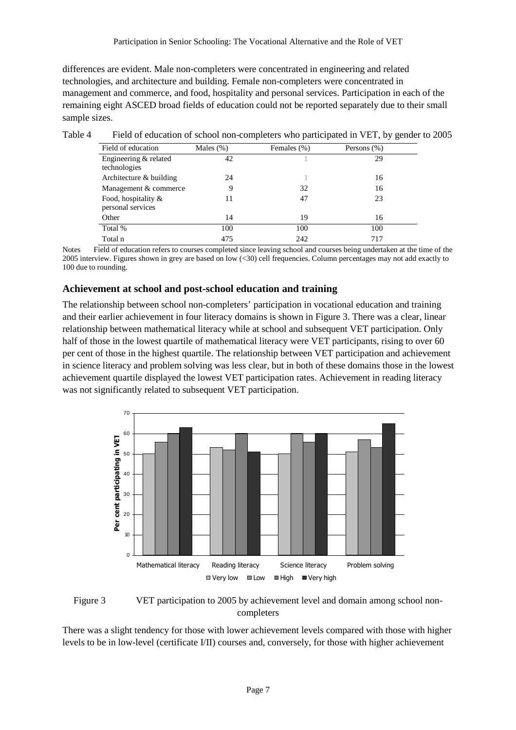differences are evident. Male non-completers were concentrated in engineering and related technologies, and architecture and building. Female non-completers were concentrated in management and commerce, and food, hospitality and personal services. Participation in each of the remaining eight ASCED broad fields of education could not be reported separately due to their small sample sizes.

Table 4 Field of education of school non-completers who participated in VET, by gender to 2005

| Field of education | Males (%) | Females (%) | Persons (%) |
|---|---|---|---|
| Engineering & related technologies | 42 | 1 | 29 |
| Architecture & building | 24 | 1 | 16 |
| Management & commerce | 9 | 32 | 16 |
| Food, hospitality & personal services | 11 | 47 | 23 |
| Other | 14 | 19 | 16 |
| Total % | 100 | 100 | 100 |
| Total n | 475 | 242 | 717 |

Notes Field of education refers to courses completed since leaving school and courses being undertaken at the time of the 2005 interview. Figures shown in grey are based on low (<30) cell frequencies. Column percentages may not add exactly to 100 due to rounding.

## Achievement at school and post-school education and training

The relationship between school non-completers' participation in vocational education and training and their earlier achievement in four literacy domains is shown in Figure 3. There was a clear, linear relationship between mathematical literacy while at school and subsequent VET participation. Only half of those in the lowest quartile of mathematical literacy were VET participants, rising to over 60 per cent of those in the highest quartile. The relationship between VET participation and achievement in science literacy and problem solving was less clear, but in both of these domains those in the lowest achievement quartile displayed the lowest VET participation rates. Achievement in reading literacy was not significantly related to subsequent VET participation.

| Per cent participating in VET | Very low | Low | High | Very high |
|---|---|---|---|---|
| Mathematical literacy | 50 | 56 | 60 | 63 |
| Reading literacy | 53 | 52 | 60 | 51 |
| Science literacy | 50 | 60 | 56 | 60 |
| Problem solving | 51 | 57 | 53 | 65 |

Figure 3 VET participation to 2005 by achievement level and domain among school non-completers

There was a slight tendency for those with lower achievement levels compared with those with higher levels to be in low-level (certificate I/II) courses and, conversely, for those with higher achievement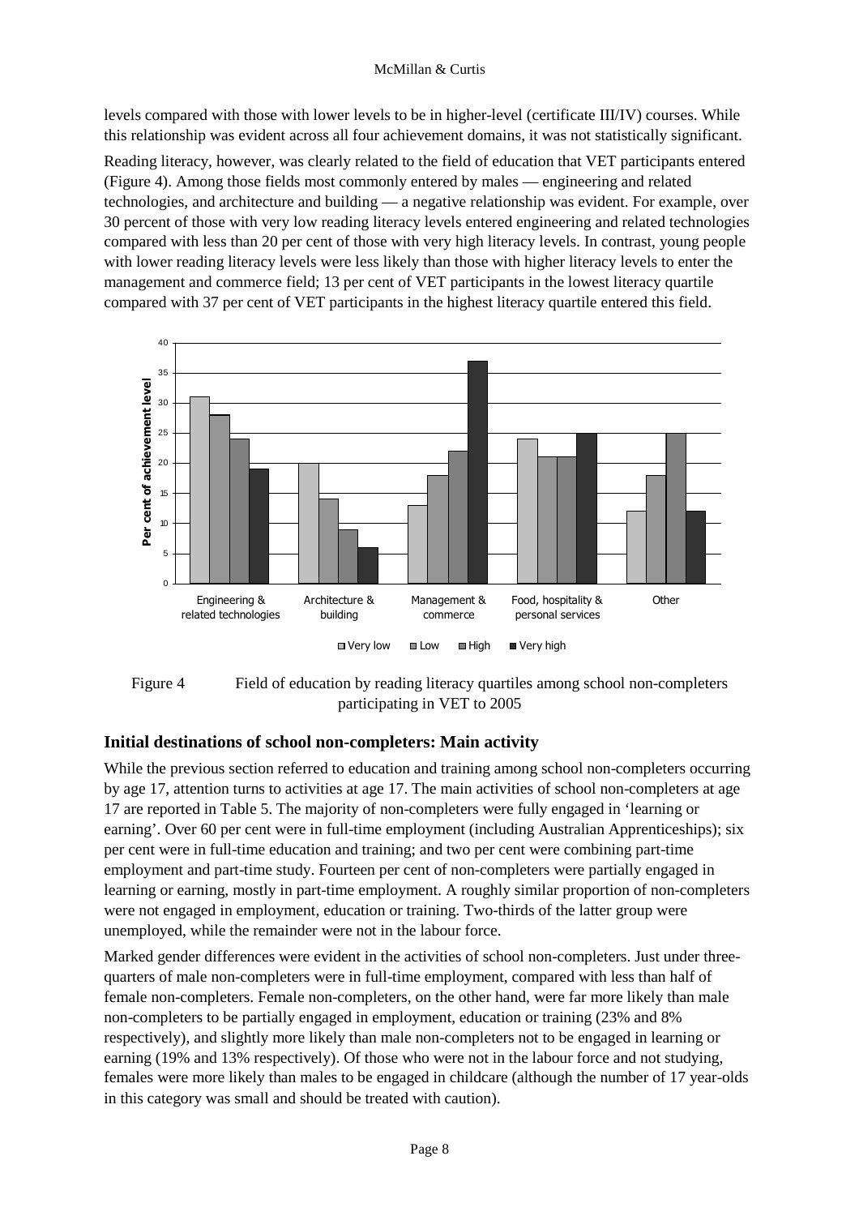levels compared with those with lower levels to be in higher-level (certificate III/IV) courses. While this relationship was evident across all four achievement domains, it was not statistically significant.

Reading literacy, however, was clearly related to the field of education that VET participants entered (Figure 4). Among those fields most commonly entered by males — engineering and related technologies, and architecture and building — a negative relationship was evident. For example, over 30 percent of those with very low reading literacy levels entered engineering and related technologies compared with less than 20 per cent of those with very high literacy levels. In contrast, young people with lower reading literacy levels were less likely than those with higher literacy levels to enter the management and commerce field; 13 per cent of VET participants in the lowest literacy quartile compared with 37 per cent of VET participants in the highest literacy quartile entered this field.

| Field of education | Very low | Low | High | Very high |
|---|---|---|---|---|
| Engineering & related technologies | 31 | 28 | 24 | 19 |
| Architecture & building | 20 | 14 | 9 | 6 |
| Management & commerce | 13 | 18 | 22 | 37 |
| Food, hospitality & personal services | 24 | 21 | 21 | 25 |
| Other | 12 | 18 | 25 | 12 |

Figure 4 Field of education by reading literacy quartiles among school non-completers participating in VET to 2005

## Initial destinations of school non-completers: Main activity

While the previous section referred to education and training among school non-completers occurring by age 17, attention turns to activities at age 17. The main activities of school non-completers at age 17 are reported in Table 5. The majority of non-completers were fully engaged in 'learning or earning'. Over 60 per cent were in full-time employment (including Australian Apprenticeships); six per cent were in full-time education and training; and two per cent were combining part-time employment and part-time study. Fourteen per cent of non-completers were partially engaged in learning or earning, mostly in part-time employment. A roughly similar proportion of non-completers were not engaged in employment, education or training. Two-thirds of the latter group were unemployed, while the remainder were not in the labour force.

Marked gender differences were evident in the activities of school non-completers. Just under three-quarters of male non-completers were in full-time employment, compared with less than half of female non-completers. Female non-completers, on the other hand, were far more likely than male non-completers to be partially engaged in employment, education or training (23% and 8% respectively), and slightly more likely than male non-completers not to be engaged in learning or earning (19% and 13% respectively). Of those who were not in the labour force and not studying, females were more likely than males to be engaged in childcare (although the number of 17 year-olds in this category was small and should be treated with caution).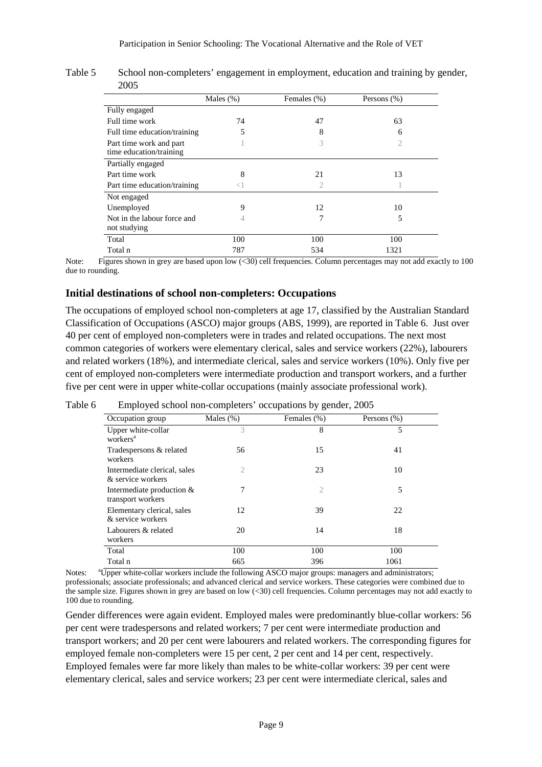Table 5 School non-completers' engagement in employment, education and training by gender, 2005

| | Males (%) | Females (%) | Persons (%) |
|---|---|---|---|
| Fully engaged | | | |
| Full time work | 74 | 47 | 63 |
| Full time education/training | 5 | 8 | 6 |
| Part time work and part time education/training | 1 | 3 | 2 |
| Partially engaged | | | |
| Part time work | 8 | 21 | 13 |
| Part time education/training | <1 | 2 | 1 |
| Not engaged | | | |
| Unemployed | 9 | 12 | 10 |
| Not in the labour force and not studying | 4 | 7 | 5 |
| Total | 100 | 100 | 100 |
| Total n | 787 | 534 | 1321 |

Note: Figures shown in grey are based upon low (<30) cell frequencies. Column percentages may not add exactly to 100 due to rounding.

## Initial destinations of school non-completers: Occupations

The occupations of employed school non-completers at age 17, classified by the Australian Standard Classification of Occupations (ASCO) major groups (ABS, 1999), are reported in Table 6. Just over 40 per cent of employed non-completers were in trades and related occupations. The next most common categories of workers were elementary clerical, sales and service workers (22%), labourers and related workers (18%), and intermediate clerical, sales and service workers (10%). Only five per cent of employed non-completers were intermediate production and transport workers, and a further five per cent were in upper white-collar occupations (mainly associate professional work).

Table 6 Employed school non-completers' occupations by gender, 2005

| Occupation group | Males (%) | Females (%) | Persons (%) |
|---|---|---|---|
| Upper white-collar workers[a] | 3 | 8 | 5 |
| Tradespersons & related workers | 56 | 15 | 41 |
| Intermediate clerical, sales & service workers | 2 | 23 | 10 |
| Intermediate production & transport workers | 7 | 2 | 5 |
| Elementary clerical, sales & service workers | 12 | 39 | 22 |
| Labourers & related workers | 20 | 14 | 18 |
| Total | 100 | 100 | 100 |
| Total n | 665 | 396 | 1061 |

Notes: [a]Upper white-collar workers include the following ASCO major groups: managers and administrators; professionals; associate professionals; and advanced clerical and service workers. These categories were combined due to the sample size. Figures shown in grey are based on low (<30) cell frequencies. Column percentages may not add exactly to 100 due to rounding.

Gender differences were again evident. Employed males were predominantly blue-collar workers: 56 per cent were tradespersons and related workers; 7 per cent were intermediate production and transport workers; and 20 per cent were labourers and related workers. The corresponding figures for employed female non-completers were 15 per cent, 2 per cent and 14 per cent, respectively. Employed females were far more likely than males to be white-collar workers: 39 per cent were elementary clerical, sales and service workers; 23 per cent were intermediate clerical, sales and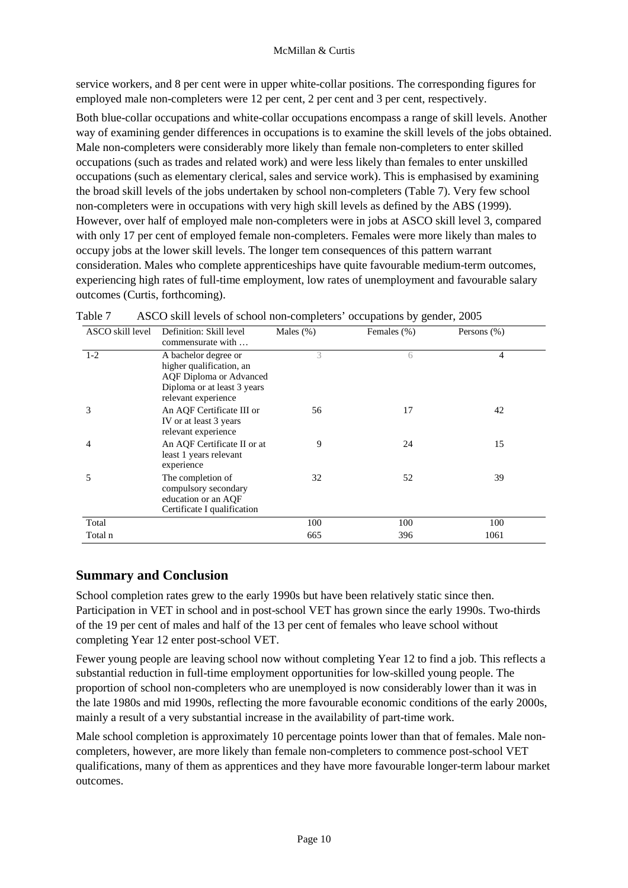service workers, and 8 per cent were in upper white-collar positions. The corresponding figures for employed male non-completers were 12 per cent, 2 per cent and 3 per cent, respectively.

Both blue-collar occupations and white-collar occupations encompass a range of skill levels. Another way of examining gender differences in occupations is to examine the skill levels of the jobs obtained. Male non-completers were considerably more likely than female non-completers to enter skilled occupations (such as trades and related work) and were less likely than females to enter unskilled occupations (such as elementary clerical, sales and service work). This is emphasised by examining the broad skill levels of the jobs undertaken by school non-completers (Table 7). Very few school non-completers were in occupations with very high skill levels as defined by the ABS (1999). However, over half of employed male non-completers were in jobs at ASCO skill level 3, compared with only 17 per cent of employed female non-completers. Females were more likely than males to occupy jobs at the lower skill levels. The longer tem consequences of this pattern warrant consideration. Males who complete apprenticeships have quite favourable medium-term outcomes, experiencing high rates of full-time employment, low rates of unemployment and favourable salary outcomes (Curtis, forthcoming).

Table 7 ASCO skill levels of school non-completers' occupations by gender, 2005

| ASCO skill level | Definition: Skill level commensurate with … | Males (%) | Females (%) | Persons (%) |
|---|---|---|---|---|
| 1-2 | A bachelor degree or higher qualification, an AQF Diploma or Advanced Diploma or at least 3 years relevant experience | 3 | 6 | 4 |
| 3 | An AQF Certificate III or IV or at least 3 years relevant experience | 56 | 17 | 42 |
| 4 | An AQF Certificate II or at least 1 years relevant experience | 9 | 24 | 15 |
| 5 | The completion of compulsory secondary education or an AQF Certificate I qualification | 32 | 52 | 39 |
| Total | | 100 | 100 | 100 |
| Total n | | 665 | 396 | 1061 |

## Summary and Conclusion

School completion rates grew to the early 1990s but have been relatively static since then. Participation in VET in school and in post-school VET has grown since the early 1990s. Two-thirds of the 19 per cent of males and half of the 13 per cent of females who leave school without completing Year 12 enter post-school VET.

Fewer young people are leaving school now without completing Year 12 to find a job. This reflects a substantial reduction in full-time employment opportunities for low-skilled young people. The proportion of school non-completers who are unemployed is now considerably lower than it was in the late 1980s and mid 1990s, reflecting the more favourable economic conditions of the early 2000s, mainly a result of a very substantial increase in the availability of part-time work.

Male school completion is approximately 10 percentage points lower than that of females. Male non-completers, however, are more likely than female non-completers to commence post-school VET qualifications, many of them as apprentices and they have more favourable longer-term labour market outcomes.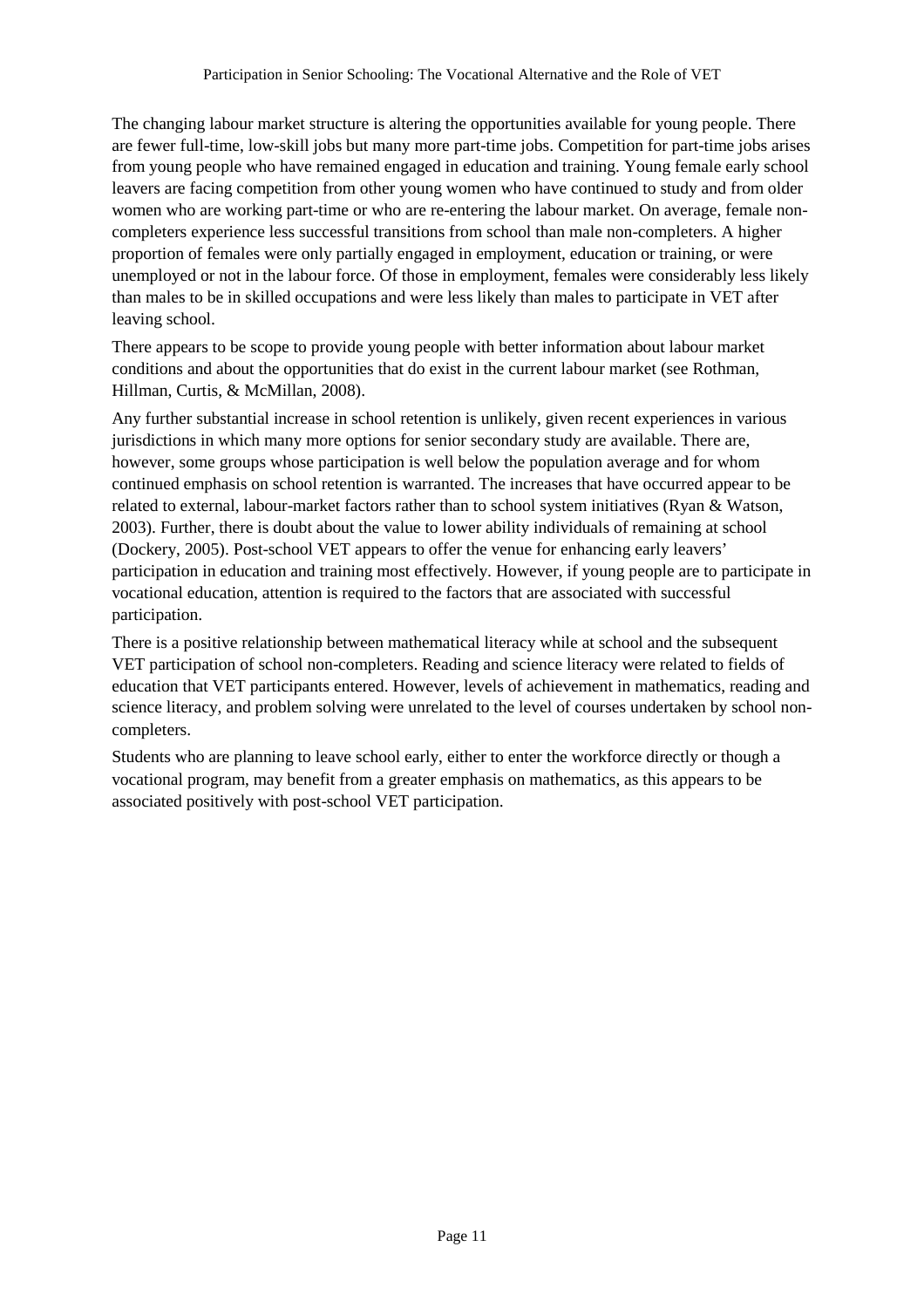The changing labour market structure is altering the opportunities available for young people. There are fewer full-time, low-skill jobs but many more part-time jobs. Competition for part-time jobs arises from young people who have remained engaged in education and training. Young female early school leavers are facing competition from other young women who have continued to study and from older women who are working part-time or who are re-entering the labour market. On average, female non-completers experience less successful transitions from school than male non-completers. A higher proportion of females were only partially engaged in employment, education or training, or were unemployed or not in the labour force. Of those in employment, females were considerably less likely than males to be in skilled occupations and were less likely than males to participate in VET after leaving school.

There appears to be scope to provide young people with better information about labour market conditions and about the opportunities that do exist in the current labour market (see Rothman, Hillman, Curtis, & McMillan, 2008).

Any further substantial increase in school retention is unlikely, given recent experiences in various jurisdictions in which many more options for senior secondary study are available. There are, however, some groups whose participation is well below the population average and for whom continued emphasis on school retention is warranted. The increases that have occurred appear to be related to external, labour-market factors rather than to school system initiatives (Ryan & Watson, 2003). Further, there is doubt about the value to lower ability individuals of remaining at school (Dockery, 2005). Post-school VET appears to offer the venue for enhancing early leavers' participation in education and training most effectively. However, if young people are to participate in vocational education, attention is required to the factors that are associated with successful participation.

There is a positive relationship between mathematical literacy while at school and the subsequent VET participation of school non-completers. Reading and science literacy were related to fields of education that VET participants entered. However, levels of achievement in mathematics, reading and science literacy, and problem solving were unrelated to the level of courses undertaken by school non-completers.

Students who are planning to leave school early, either to enter the workforce directly or though a vocational program, may benefit from a greater emphasis on mathematics, as this appears to be associated positively with post-school VET participation.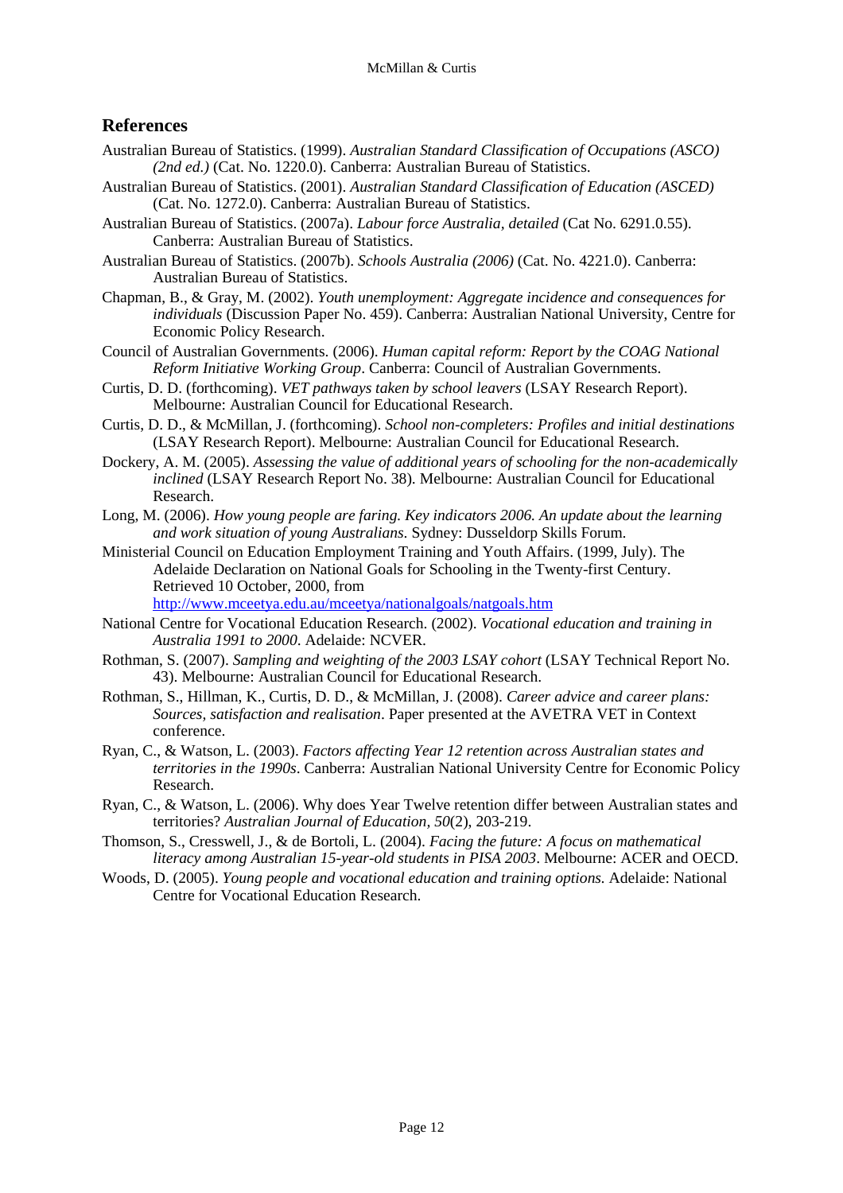## References

Australian Bureau of Statistics. (1999). *Australian Standard Classification of Occupations (ASCO) (2nd ed.)* (Cat. No. 1220.0). Canberra: Australian Bureau of Statistics.

Australian Bureau of Statistics. (2001). *Australian Standard Classification of Education (ASCED)* (Cat. No. 1272.0). Canberra: Australian Bureau of Statistics.

Australian Bureau of Statistics. (2007a). *Labour force Australia, detailed* (Cat No. 6291.0.55). Canberra: Australian Bureau of Statistics.

Australian Bureau of Statistics. (2007b). *Schools Australia (2006)* (Cat. No. 4221.0). Canberra: Australian Bureau of Statistics.

Chapman, B., & Gray, M. (2002). *Youth unemployment: Aggregate incidence and consequences for individuals* (Discussion Paper No. 459). Canberra: Australian National University, Centre for Economic Policy Research.

Council of Australian Governments. (2006). *Human capital reform: Report by the COAG National Reform Initiative Working Group*. Canberra: Council of Australian Governments.

Curtis, D. D. (forthcoming). *VET pathways taken by school leavers* (LSAY Research Report). Melbourne: Australian Council for Educational Research.

Curtis, D. D., & McMillan, J. (forthcoming). *School non-completers: Profiles and initial destinations* (LSAY Research Report). Melbourne: Australian Council for Educational Research.

Dockery, A. M. (2005). *Assessing the value of additional years of schooling for the non-academically inclined* (LSAY Research Report No. 38). Melbourne: Australian Council for Educational Research.

Long, M. (2006). *How young people are faring. Key indicators 2006. An update about the learning and work situation of young Australians.* Sydney: Dusseldorp Skills Forum.

Ministerial Council on Education Employment Training and Youth Affairs. (1999, July). The Adelaide Declaration on National Goals for Schooling in the Twenty-first Century. Retrieved 10 October, 2000, from http://www.mceetya.edu.au/mceetya/nationalgoals/natgoals.htm

National Centre for Vocational Education Research. (2002). *Vocational education and training in Australia 1991 to 2000*. Adelaide: NCVER.

Rothman, S. (2007). *Sampling and weighting of the 2003 LSAY cohort* (LSAY Technical Report No. 43). Melbourne: Australian Council for Educational Research.

Rothman, S., Hillman, K., Curtis, D. D., & McMillan, J. (2008). *Career advice and career plans: Sources, satisfaction and realisation*. Paper presented at the AVETRA VET in Context conference.

Ryan, C., & Watson, L. (2003). *Factors affecting Year 12 retention across Australian states and territories in the 1990s*. Canberra: Australian National University Centre for Economic Policy Research.

Ryan, C., & Watson, L. (2006). Why does Year Twelve retention differ between Australian states and territories? *Australian Journal of Education, 50*(2), 203-219.

Thomson, S., Cresswell, J., & de Bortoli, L. (2004). *Facing the future: A focus on mathematical literacy among Australian 15-year-old students in PISA 2003*. Melbourne: ACER and OECD.

Woods, D. (2005). *Young people and vocational education and training options.* Adelaide: National Centre for Vocational Education Research.